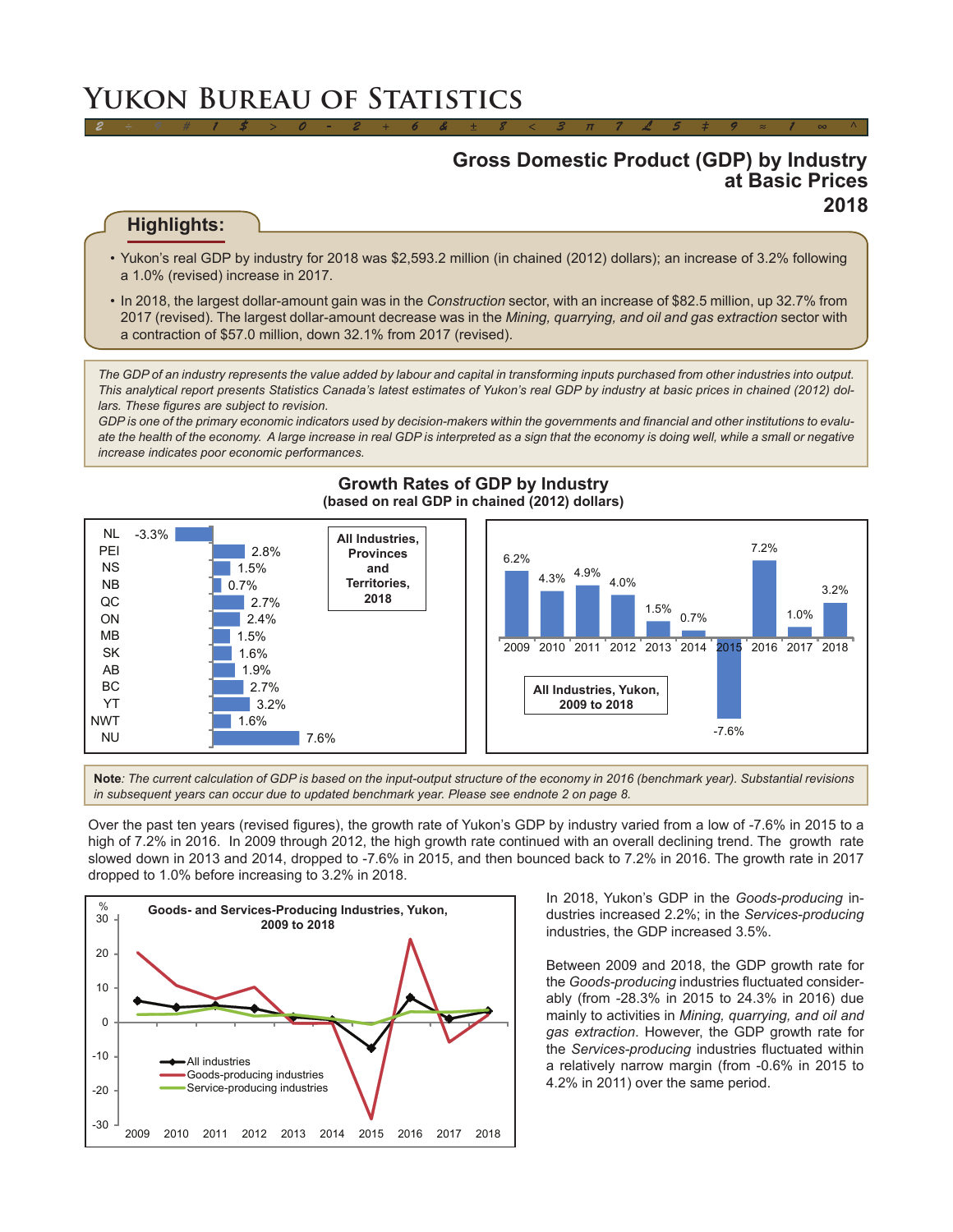# Yukon Bureau of Statistics

## Gross Domestic Product (GDP) by Industry at Basic Prices 2018

### Highlights:

- Yukon's real GDP by industry for 2018 was $2,593.2 million (in chained (2012) dollars); an increase of 3.2% following a 1.0% (revised) increase in 2017.
- In 2018, the largest dollar-amount gain was in the *Construction* sector, with an increase of $82.5 million, up 32.7% from 2017 (revised). The largest dollar-amount decrease was in the *Mining, quarrying, and oil and gas extraction* sector with a contraction of $57.0 million, down 32.1% from 2017 (revised).

*The GDP of an industry represents the value added by labour and capital in transforming inputs purchased from other industries into output. This analytical report presents Statistics Canada's latest estimates of Yukon's real GDP by industry at basic prices in chained (2012) dollars. These figures are subject to revision.*

*GDP is one of the primary economic indicators used by decision-makers within the governments and financial and other institutions to evaluate the health of the economy. A large increase in real GDP is interpreted as a sign that the economy is doing well, while a small or negative increase indicates poor economic performances.*

**Growth Rates of GDP by Industry**
**(based on real GDP in chained (2012) dollars)**

All Industries, Provinces and Territories, 2018

| Province/Territory | Growth rate |
|---|---|
| NL | -3.3% |
| PEI | 2.8% |
| NS | 1.5% |
| NB | 0.7% |
| QC | 2.7% |
| ON | 2.4% |
| MB | 1.5% |
| SK | 1.6% |
| AB | 1.9% |
| BC | 2.7% |
| YT | 3.2% |
| NWT | 1.6% |
| NU | 7.6% |

All Industries, Yukon, 2009 to 2018

| Year | 2009 | 2010 | 2011 | 2012 | 2013 | 2014 | 2015 | 2016 | 2017 | 2018 |
|---|---|---|---|---|---|---|---|---|---|---|
| Growth rate | 6.2% | 4.3% | 4.9% | 4.0% | 1.5% | 0.7% | -7.6% | 7.2% | 1.0% | 3.2% |

**Note**: *The current calculation of GDP is based on the input-output structure of the economy in 2016 (benchmark year). Substantial revisions in subsequent years can occur due to updated benchmark year. Please see endnote 2 on page 8.*

Over the past ten years (revised figures), the growth rate of Yukon's GDP by industry varied from a low of -7.6% in 2015 to a high of 7.2% in 2016. In 2009 through 2012, the high growth rate continued with an overall declining trend. The growth rate slowed down in 2013 and 2014, dropped to -7.6% in 2015, and then bounced back to 7.2% in 2016. The growth rate in 2017 dropped to 1.0% before increasing to 3.2% in 2018.

**Goods- and Services-Producing Industries, Yukon, 2009 to 2018**

(Line chart, %, 2009–2018: All industries; Goods-producing industries; Service-producing industries)

In 2018, Yukon's GDP in the *Goods-producing* industries increased 2.2%; in the *Services-producing* industries, the GDP increased 3.5%.

Between 2009 and 2018, the GDP growth rate for the *Goods-producing* industries fluctuated considerably (from -28.3% in 2015 to 24.3% in 2016) due mainly to activities in *Mining, quarrying, and oil and gas extraction*. However, the GDP growth rate for the *Services-producing* industries fluctuated within a relatively narrow margin (from -0.6% in 2015 to 4.2% in 2011) over the same period.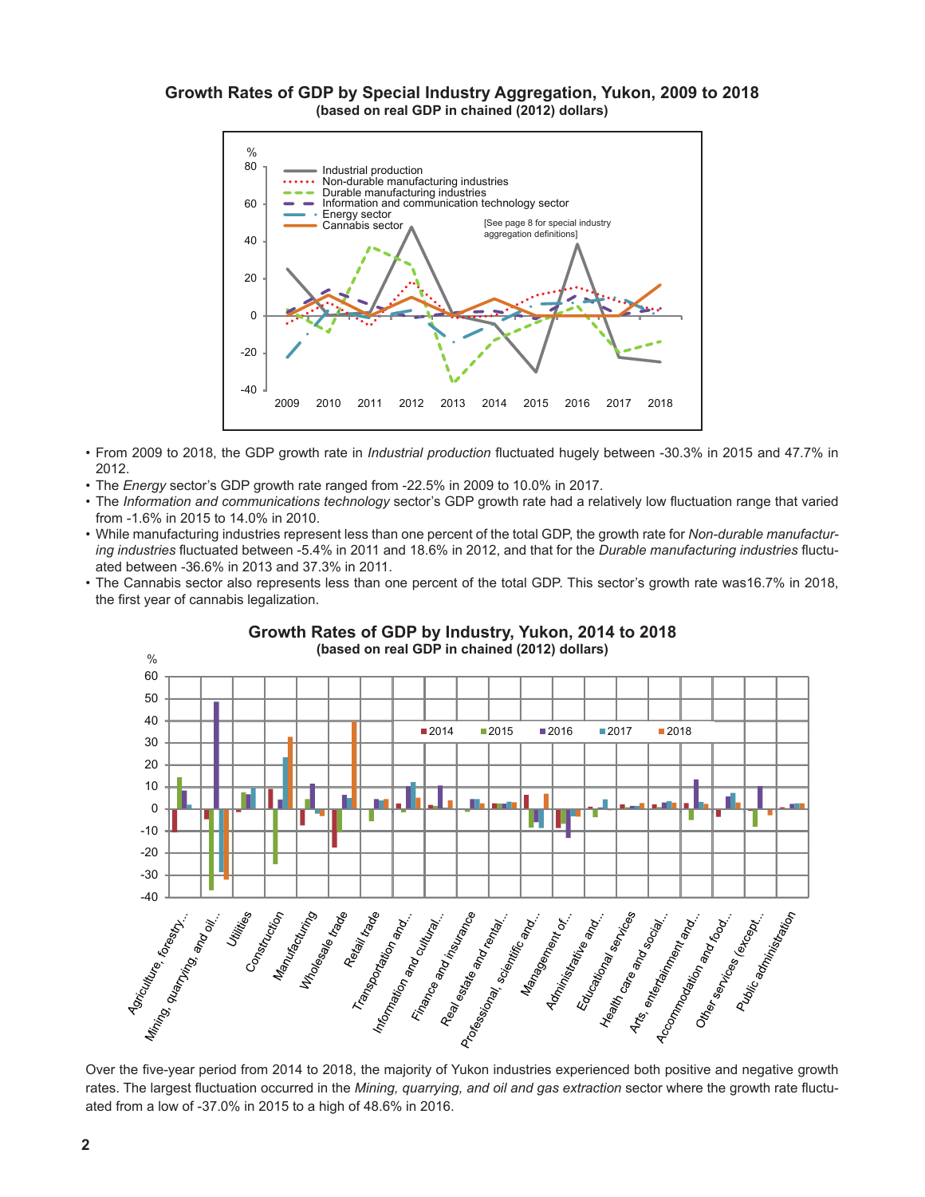### Growth Rates of GDP by Special Industry Aggregation, Yukon, 2009 to 2018
**(based on real GDP in chained (2012) dollars)**

- From 2009 to 2018, the GDP growth rate in *Industrial production* fluctuated hugely between -30.3% in 2015 and 47.7% in 2012.
- The *Energy* sector's GDP growth rate ranged from -22.5% in 2009 to 10.0% in 2017.
- The *Information and communications technology* sector's GDP growth rate had a relatively low fluctuation range that varied from -1.6% in 2015 to 14.0% in 2010.
- While manufacturing industries represent less than one percent of the total GDP, the growth rate for *Non-durable manufacturing industries* fluctuated between -5.4% in 2011 and 18.6% in 2012, and that for the *Durable manufacturing industries* fluctuated between -36.6% in 2013 and 37.3% in 2011.
- The Cannabis sector also represents less than one percent of the total GDP. This sector's growth rate was16.7% in 2018, the first year of cannabis legalization.

### Growth Rates of GDP by Industry, Yukon, 2014 to 2018
**(based on real GDP in chained (2012) dollars)**

Over the five-year period from 2014 to 2018, the majority of Yukon industries experienced both positive and negative growth rates. The largest fluctuation occurred in the *Mining, quarrying, and oil and gas extraction* sector where the growth rate fluctuated from a low of -37.0% in 2015 to a high of 48.6% in 2016.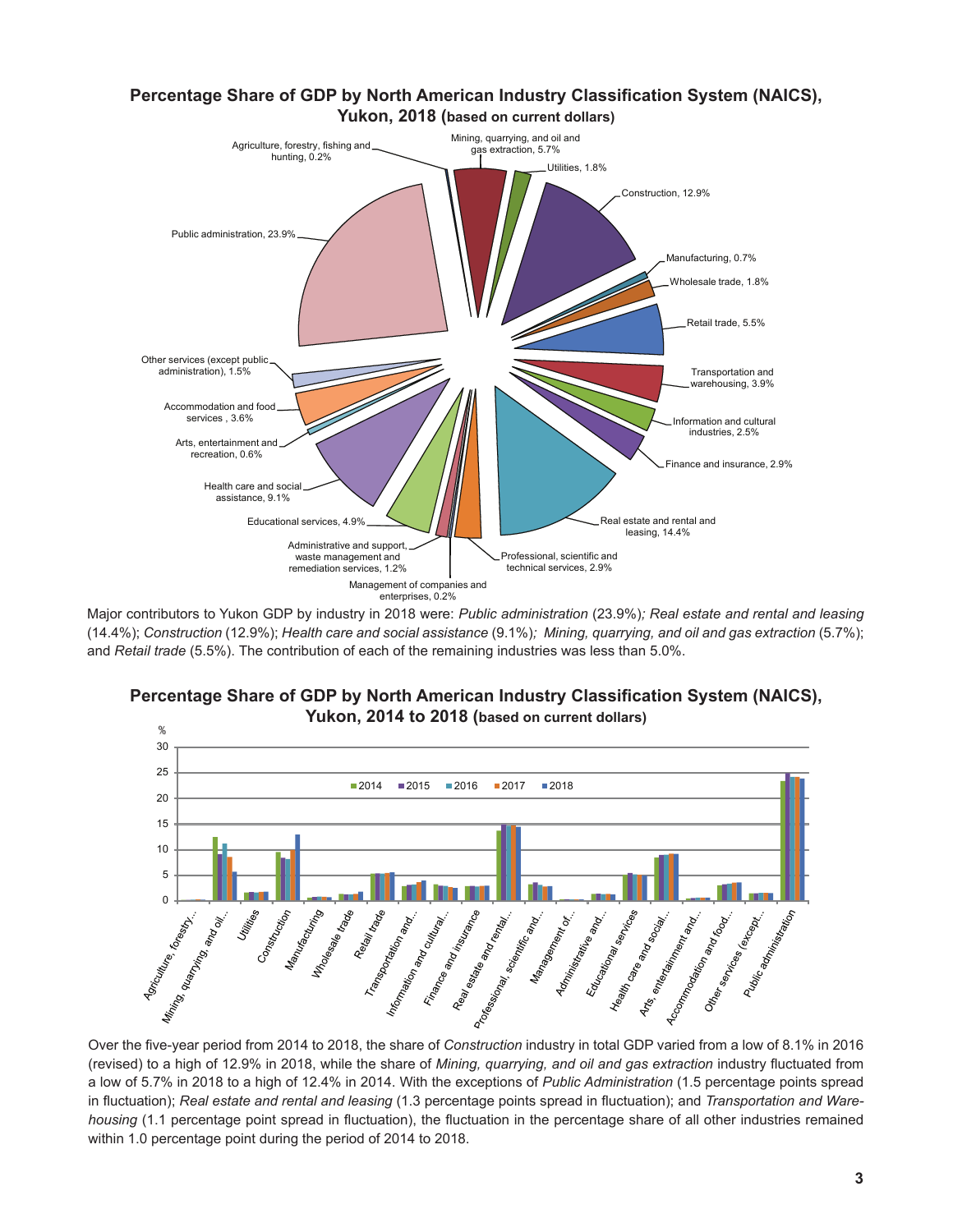## Percentage Share of GDP by North American Industry Classification System (NAICS), Yukon, 2018 (based on current dollars)

Agriculture, forestry, fishing and hunting, 0.2%
Mining, quarrying, and oil and gas extraction, 5.7%
Utilities, 1.8%
Construction, 12.9%
Manufacturing, 0.7%
Wholesale trade, 1.8%
Retail trade, 5.5%
Transportation and warehousing, 3.9%
Information and cultural industries, 2.5%
Finance and insurance, 2.9%
Real estate and rental and leasing, 14.4%
Professional, scientific and technical services, 2.9%
Management of companies and enterprises, 0.2%
Administrative and support, waste management and remediation services, 1.2%
Educational services, 4.9%
Health care and social assistance, 9.1%
Arts, entertainment and recreation, 0.6%
Accommodation and food services , 3.6%
Other services (except public administration), 1.5%
Public administration, 23.9%

Major contributors to Yukon GDP by industry in 2018 were: *Public administration* (23.9%)*; Real estate and rental and leasing* (14.4%); *Construction* (12.9%); *Health care and social assistance* (9.1%)*; Mining, quarrying, and oil and gas extraction* (5.7%); and *Retail trade* (5.5%). The contribution of each of the remaining industries was less than 5.0%.

## Percentage Share of GDP by North American Industry Classification System (NAICS), Yukon, 2014 to 2018 (based on current dollars)

Over the five-year period from 2014 to 2018, the share of *Construction* industry in total GDP varied from a low of 8.1% in 2016 (revised) to a high of 12.9% in 2018, while the share of *Mining, quarrying, and oil and gas extraction* industry fluctuated from a low of 5.7% in 2018 to a high of 12.4% in 2014. With the exceptions of *Public Administration* (1.5 percentage points spread in fluctuation); *Real estate and rental and leasing* (1.3 percentage points spread in fluctuation); and *Transportation and Warehousing* (1.1 percentage point spread in fluctuation), the fluctuation in the percentage share of all other industries remained within 1.0 percentage point during the period of 2014 to 2018.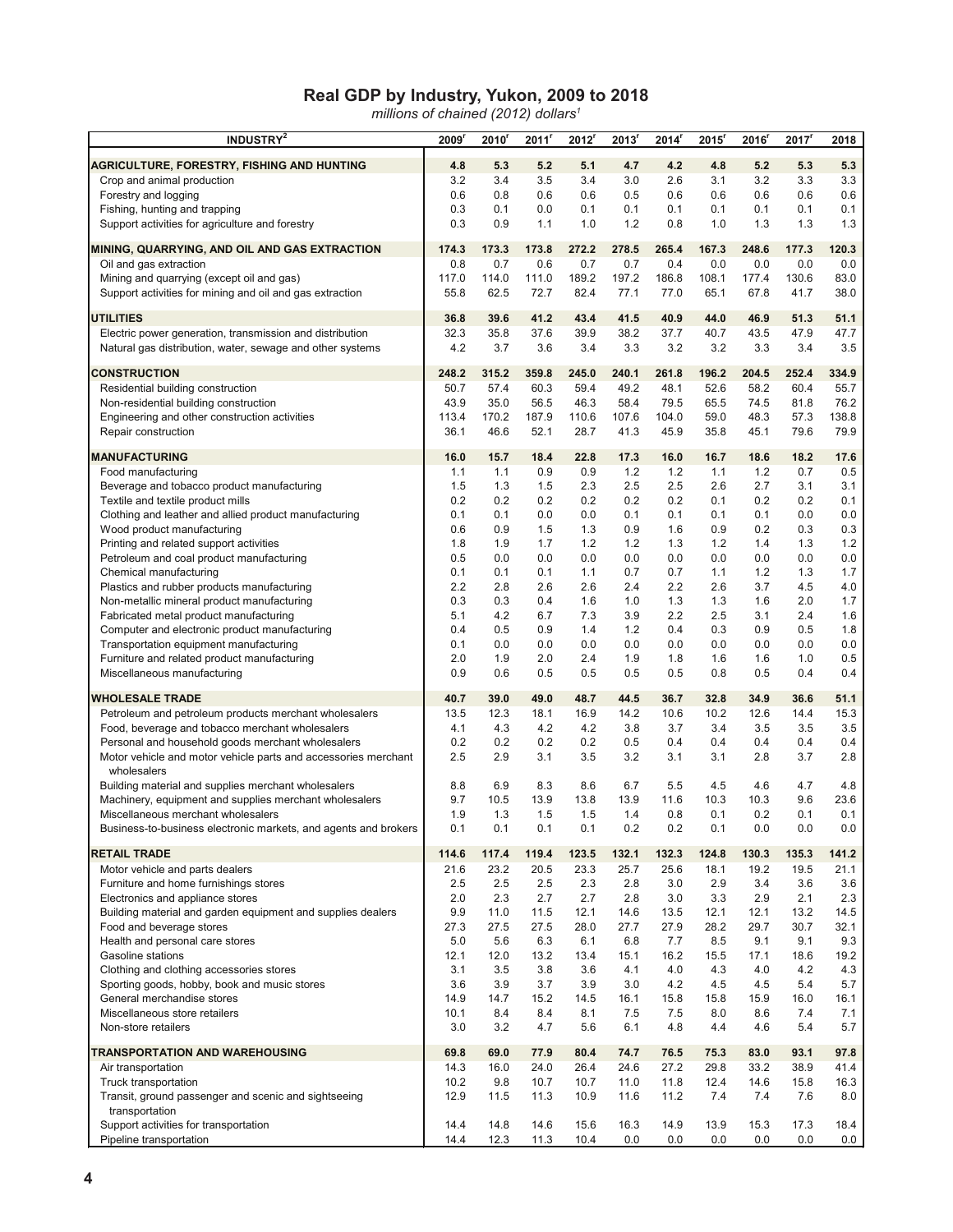# Real GDP by Industry, Yukon, 2009 to 2018

*millions of chained (2012) dollars[1]*

| INDUSTRY[2] | 2009[r] | 2010[r] | 2011[r] | 2012[r] | 2013[r] | 2014[r] | 2015[r] | 2016[r] | 2017[r] | 2018 |
|---|---|---|---|---|---|---|---|---|---|---|
| **AGRICULTURE, FORESTRY, FISHING AND HUNTING** | **4.8** | **5.3** | **5.2** | **5.1** | **4.7** | **4.2** | **4.8** | **5.2** | **5.3** | **5.3** |
| Crop and animal production | 3.2 | 3.4 | 3.5 | 3.4 | 3.0 | 2.6 | 3.1 | 3.2 | 3.3 | 3.3 |
| Forestry and logging | 0.6 | 0.8 | 0.6 | 0.6 | 0.5 | 0.6 | 0.6 | 0.6 | 0.6 | 0.6 |
| Fishing, hunting and trapping | 0.3 | 0.1 | 0.0 | 0.1 | 0.1 | 0.1 | 0.1 | 0.1 | 0.1 | 0.1 |
| Support activities for agriculture and forestry | 0.3 | 0.9 | 1.1 | 1.0 | 1.2 | 0.8 | 1.0 | 1.3 | 1.3 | 1.3 |
| **MINING, QUARRYING, AND OIL AND GAS EXTRACTION** | **174.3** | **173.3** | **173.8** | **272.2** | **278.5** | **265.4** | **167.3** | **248.6** | **177.3** | **120.3** |
| Oil and gas extraction | 0.8 | 0.7 | 0.6 | 0.7 | 0.7 | 0.4 | 0.0 | 0.0 | 0.0 | 0.0 |
| Mining and quarrying (except oil and gas) | 117.0 | 114.0 | 111.0 | 189.2 | 197.2 | 186.8 | 108.1 | 177.4 | 130.6 | 83.0 |
| Support activities for mining and oil and gas extraction | 55.8 | 62.5 | 72.7 | 82.4 | 77.1 | 77.0 | 65.1 | 67.8 | 41.7 | 38.0 |
| **UTILITIES** | **36.8** | **39.6** | **41.2** | **43.4** | **41.5** | **40.9** | **44.0** | **46.9** | **51.3** | **51.1** |
| Electric power generation, transmission and distribution | 32.3 | 35.8 | 37.6 | 39.9 | 38.2 | 37.7 | 40.7 | 43.5 | 47.9 | 47.7 |
| Natural gas distribution, water, sewage and other systems | 4.2 | 3.7 | 3.6 | 3.4 | 3.3 | 3.2 | 3.2 | 3.3 | 3.4 | 3.5 |
| **CONSTRUCTION** | **248.2** | **315.2** | **359.8** | **245.0** | **240.1** | **261.8** | **196.2** | **204.5** | **252.4** | **334.9** |
| Residential building construction | 50.7 | 57.4 | 60.3 | 59.4 | 49.2 | 48.1 | 52.6 | 58.2 | 60.4 | 55.7 |
| Non-residential building construction | 43.9 | 35.0 | 56.5 | 46.3 | 58.4 | 79.5 | 65.5 | 74.5 | 81.8 | 76.2 |
| Engineering and other construction activities | 113.4 | 170.2 | 187.9 | 110.6 | 107.6 | 104.0 | 59.0 | 48.3 | 57.3 | 138.8 |
| Repair construction | 36.1 | 46.6 | 52.1 | 28.7 | 41.3 | 45.9 | 35.8 | 45.1 | 79.6 | 79.9 |
| **MANUFACTURING** | **16.0** | **15.7** | **18.4** | **22.8** | **17.3** | **16.0** | **16.7** | **18.6** | **18.2** | **17.6** |
| Food manufacturing | 1.1 | 1.1 | 0.9 | 0.9 | 1.2 | 1.2 | 1.1 | 1.2 | 0.7 | 0.5 |
| Beverage and tobacco product manufacturing | 1.5 | 1.3 | 1.5 | 2.3 | 2.5 | 2.5 | 2.6 | 2.7 | 3.1 | 3.1 |
| Textile and textile product mills | 0.2 | 0.2 | 0.2 | 0.2 | 0.2 | 0.2 | 0.1 | 0.2 | 0.2 | 0.1 |
| Clothing and leather and allied product manufacturing | 0.1 | 0.1 | 0.0 | 0.0 | 0.1 | 0.1 | 0.1 | 0.1 | 0.0 | 0.0 |
| Wood product manufacturing | 0.6 | 0.9 | 1.5 | 1.3 | 0.9 | 1.6 | 0.9 | 0.2 | 0.3 | 0.3 |
| Printing and related support activities | 1.8 | 1.9 | 1.7 | 1.2 | 1.2 | 1.3 | 1.2 | 1.4 | 1.3 | 1.2 |
| Petroleum and coal product manufacturing | 0.5 | 0.0 | 0.0 | 0.0 | 0.0 | 0.0 | 0.0 | 0.0 | 0.0 | 0.0 |
| Chemical manufacturing | 0.1 | 0.1 | 0.1 | 1.1 | 0.7 | 0.7 | 1.1 | 1.2 | 1.3 | 1.7 |
| Plastics and rubber products manufacturing | 2.2 | 2.8 | 2.6 | 2.6 | 2.4 | 2.2 | 2.6 | 3.7 | 4.5 | 4.0 |
| Non-metallic mineral product manufacturing | 0.3 | 0.3 | 0.4 | 1.6 | 1.0 | 1.3 | 1.3 | 1.6 | 2.0 | 1.7 |
| Fabricated metal product manufacturing | 5.1 | 4.2 | 6.7 | 7.3 | 3.9 | 2.2 | 2.5 | 3.1 | 2.4 | 1.6 |
| Computer and electronic product manufacturing | 0.4 | 0.5 | 0.9 | 1.4 | 1.2 | 0.4 | 0.3 | 0.9 | 0.5 | 1.8 |
| Transportation equipment manufacturing | 0.1 | 0.0 | 0.0 | 0.0 | 0.0 | 0.0 | 0.0 | 0.0 | 0.0 | 0.0 |
| Furniture and related product manufacturing | 2.0 | 1.9 | 2.0 | 2.4 | 1.9 | 1.8 | 1.6 | 1.6 | 1.0 | 0.5 |
| Miscellaneous manufacturing | 0.9 | 0.6 | 0.5 | 0.5 | 0.5 | 0.5 | 0.8 | 0.5 | 0.4 | 0.4 |
| **WHOLESALE TRADE** | **40.7** | **39.0** | **49.0** | **48.7** | **44.5** | **36.7** | **32.8** | **34.9** | **36.6** | **51.1** |
| Petroleum and petroleum products merchant wholesalers | 13.5 | 12.3 | 18.1 | 16.9 | 14.2 | 10.6 | 10.2 | 12.6 | 14.4 | 15.3 |
| Food, beverage and tobacco merchant wholesalers | 4.1 | 4.3 | 4.2 | 4.2 | 3.8 | 3.7 | 3.4 | 3.5 | 3.5 | 3.5 |
| Personal and household goods merchant wholesalers | 0.2 | 0.2 | 0.2 | 0.2 | 0.5 | 0.4 | 0.4 | 0.4 | 0.4 | 0.4 |
| Motor vehicle and motor vehicle parts and accessories merchant wholesalers | 2.5 | 2.9 | 3.1 | 3.5 | 3.2 | 3.1 | 3.1 | 2.8 | 3.7 | 2.8 |
| Building material and supplies merchant wholesalers | 8.8 | 6.9 | 8.3 | 8.6 | 6.7 | 5.5 | 4.5 | 4.6 | 4.7 | 4.8 |
| Machinery, equipment and supplies merchant wholesalers | 9.7 | 10.5 | 13.9 | 13.8 | 13.9 | 11.6 | 10.3 | 10.3 | 9.6 | 23.6 |
| Miscellaneous merchant wholesalers | 1.9 | 1.3 | 1.5 | 1.5 | 1.4 | 0.8 | 0.1 | 0.2 | 0.1 | 0.1 |
| Business-to-business electronic markets, and agents and brokers | 0.1 | 0.1 | 0.1 | 0.1 | 0.2 | 0.2 | 0.1 | 0.0 | 0.0 | 0.0 |
| **RETAIL TRADE** | **114.6** | **117.4** | **119.4** | **123.5** | **132.1** | **132.3** | **124.8** | **130.3** | **135.3** | **141.2** |
| Motor vehicle and parts dealers | 21.6 | 23.2 | 20.5 | 23.3 | 25.7 | 25.6 | 18.1 | 19.2 | 19.5 | 21.1 |
| Furniture and home furnishings stores | 2.5 | 2.5 | 2.5 | 2.3 | 2.8 | 3.0 | 2.9 | 3.4 | 3.6 | 3.6 |
| Electronics and appliance stores | 2.0 | 2.3 | 2.7 | 2.7 | 2.8 | 3.0 | 3.3 | 2.9 | 2.1 | 2.3 |
| Building material and garden equipment and supplies dealers | 9.9 | 11.0 | 11.5 | 12.1 | 14.6 | 13.5 | 12.1 | 12.1 | 13.2 | 14.5 |
| Food and beverage stores | 27.3 | 27.5 | 27.5 | 28.0 | 27.7 | 27.9 | 28.2 | 29.7 | 30.7 | 32.1 |
| Health and personal care stores | 5.0 | 5.6 | 6.3 | 6.1 | 6.8 | 7.7 | 8.5 | 9.1 | 9.1 | 9.3 |
| Gasoline stations | 12.1 | 12.0 | 13.2 | 13.4 | 15.1 | 16.2 | 15.5 | 17.1 | 18.6 | 19.2 |
| Clothing and clothing accessories stores | 3.1 | 3.5 | 3.8 | 3.6 | 4.1 | 4.0 | 4.3 | 4.0 | 4.2 | 4.3 |
| Sporting goods, hobby, book and music stores | 3.6 | 3.9 | 3.7 | 3.9 | 3.0 | 4.2 | 4.5 | 4.5 | 5.4 | 5.7 |
| General merchandise stores | 14.9 | 14.7 | 15.2 | 14.5 | 16.1 | 15.8 | 15.8 | 15.9 | 16.0 | 16.1 |
| Miscellaneous store retailers | 10.1 | 8.4 | 8.4 | 8.1 | 7.5 | 7.5 | 8.0 | 8.6 | 7.4 | 7.1 |
| Non-store retailers | 3.0 | 3.2 | 4.7 | 5.6 | 6.1 | 4.8 | 4.4 | 4.6 | 5.4 | 5.7 |
| **TRANSPORTATION AND WAREHOUSING** | **69.8** | **69.0** | **77.9** | **80.4** | **74.7** | **76.5** | **75.3** | **83.0** | **93.1** | **97.8** |
| Air transportation | 14.3 | 16.0 | 24.0 | 26.4 | 24.6 | 27.2 | 29.8 | 33.2 | 38.9 | 41.4 |
| Truck transportation | 10.2 | 9.8 | 10.7 | 10.7 | 11.0 | 11.8 | 12.4 | 14.6 | 15.8 | 16.3 |
| Transit, ground passenger and scenic and sightseeing transportation | 12.9 | 11.5 | 11.3 | 10.9 | 11.6 | 11.2 | 7.4 | 7.4 | 7.6 | 8.0 |
| Support activities for transportation | 14.4 | 14.8 | 14.6 | 15.6 | 16.3 | 14.9 | 13.9 | 15.3 | 17.3 | 18.4 |
| Pipeline transportation | 14.4 | 12.3 | 11.3 | 10.4 | 0.0 | 0.0 | 0.0 | 0.0 | 0.0 | 0.0 |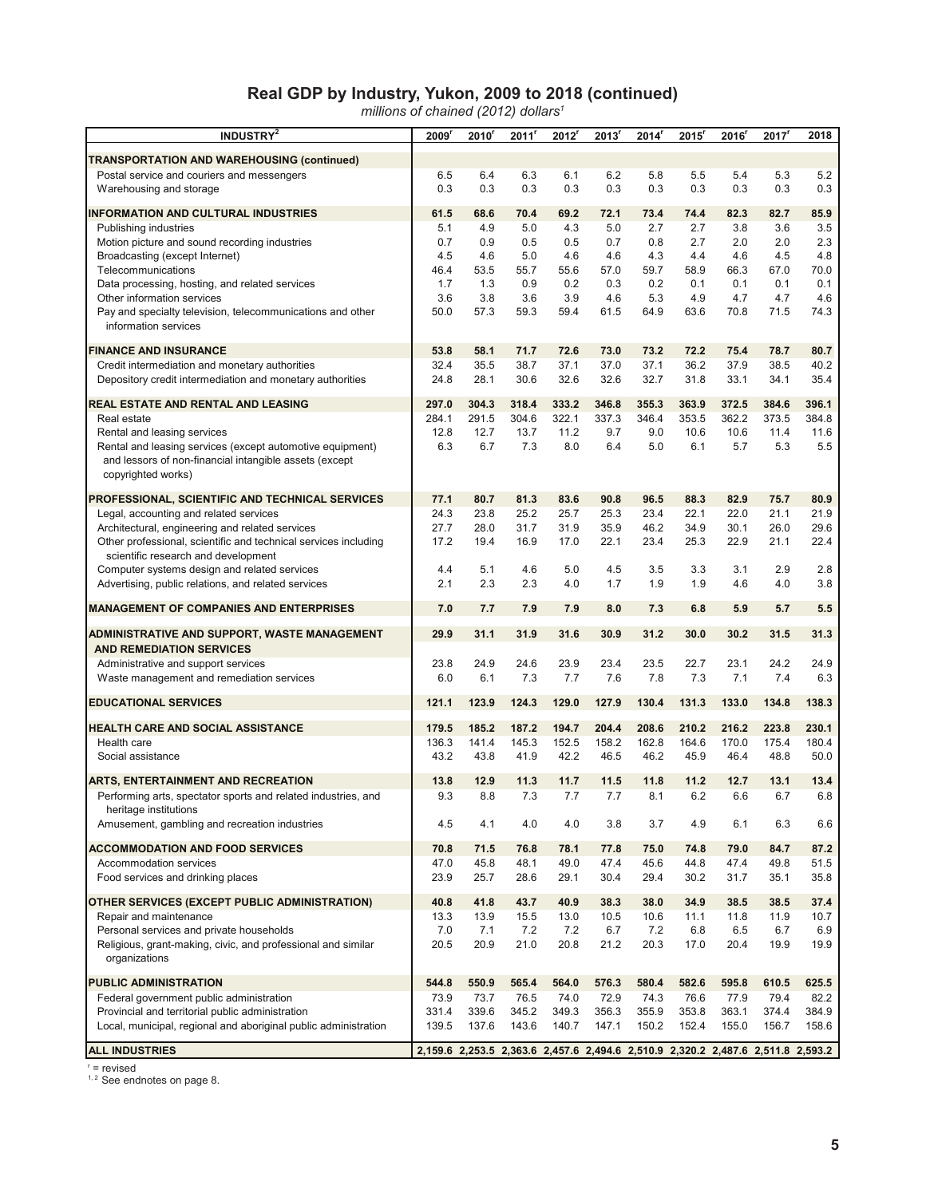# Real GDP by Industry, Yukon, 2009 to 2018 (continued)

*millions of chained (2012) dollars[1]*

| INDUSTRY[2] | 2009[r] | 2010[r] | 2011[r] | 2012[r] | 2013[r] | 2014[r] | 2015[r] | 2016[r] | 2017[r] | 2018 |
|---|---|---|---|---|---|---|---|---|---|---|
| **TRANSPORTATION AND WAREHOUSING (continued)** | | | | | | | | | | |
| Postal service and couriers and messengers | 6.5 | 6.4 | 6.3 | 6.1 | 6.2 | 5.8 | 5.5 | 5.4 | 5.3 | 5.2 |
| Warehousing and storage | 0.3 | 0.3 | 0.3 | 0.3 | 0.3 | 0.3 | 0.3 | 0.3 | 0.3 | 0.3 |
| **INFORMATION AND CULTURAL INDUSTRIES** | **61.5** | **68.6** | **70.4** | **69.2** | **72.1** | **73.4** | **74.4** | **82.3** | **82.7** | **85.9** |
| Publishing industries | 5.1 | 4.9 | 5.0 | 4.3 | 5.0 | 2.7 | 2.7 | 3.8 | 3.6 | 3.5 |
| Motion picture and sound recording industries | 0.7 | 0.9 | 0.5 | 0.5 | 0.7 | 0.8 | 2.7 | 2.0 | 2.0 | 2.3 |
| Broadcasting (except Internet) | 4.5 | 4.6 | 5.0 | 4.6 | 4.6 | 4.3 | 4.4 | 4.6 | 4.5 | 4.8 |
| Telecommunications | 46.4 | 53.5 | 55.7 | 55.6 | 57.0 | 59.7 | 58.9 | 66.3 | 67.0 | 70.0 |
| Data processing, hosting, and related services | 1.7 | 1.3 | 0.9 | 0.2 | 0.3 | 0.2 | 0.1 | 0.1 | 0.1 | 0.1 |
| Other information services | 3.6 | 3.8 | 3.6 | 3.9 | 4.6 | 5.3 | 4.9 | 4.7 | 4.7 | 4.6 |
| Pay and specialty television, telecommunications and other information services | 50.0 | 57.3 | 59.3 | 59.4 | 61.5 | 64.9 | 63.6 | 70.8 | 71.5 | 74.3 |
| **FINANCE AND INSURANCE** | **53.8** | **58.1** | **71.7** | **72.6** | **73.0** | **73.2** | **72.2** | **75.4** | **78.7** | **80.7** |
| Credit intermediation and monetary authorities | 32.4 | 35.5 | 38.7 | 37.1 | 37.0 | 37.1 | 36.2 | 37.9 | 38.5 | 40.2 |
| Depository credit intermediation and monetary authorities | 24.8 | 28.1 | 30.6 | 32.6 | 32.6 | 32.7 | 31.8 | 33.1 | 34.1 | 35.4 |
| **REAL ESTATE AND RENTAL AND LEASING** | **297.0** | **304.3** | **318.4** | **333.2** | **346.8** | **355.3** | **363.9** | **372.5** | **384.6** | **396.1** |
| Real estate | 284.1 | 291.5 | 304.6 | 322.1 | 337.3 | 346.4 | 353.5 | 362.2 | 373.5 | 384.8 |
| Rental and leasing services | 12.8 | 12.7 | 13.7 | 11.2 | 9.7 | 9.0 | 10.6 | 10.6 | 11.4 | 11.6 |
| Rental and leasing services (except automotive equipment) and lessors of non-financial intangible assets (except copyrighted works) | 6.3 | 6.7 | 7.3 | 8.0 | 6.4 | 5.0 | 6.1 | 5.7 | 5.3 | 5.5 |
| **PROFESSIONAL, SCIENTIFIC AND TECHNICAL SERVICES** | **77.1** | **80.7** | **81.3** | **83.6** | **90.8** | **96.5** | **88.3** | **82.9** | **75.7** | **80.9** |
| Legal, accounting and related services | 24.3 | 23.8 | 25.2 | 25.7 | 25.3 | 23.4 | 22.1 | 22.0 | 21.1 | 21.9 |
| Architectural, engineering and related services | 27.7 | 28.0 | 31.7 | 31.9 | 35.9 | 46.2 | 34.9 | 30.1 | 26.0 | 29.6 |
| Other professional, scientific and technical services including scientific research and development | 17.2 | 19.4 | 16.9 | 17.0 | 22.1 | 23.4 | 25.3 | 22.9 | 21.1 | 22.4 |
| Computer systems design and related services | 4.4 | 5.1 | 4.6 | 5.0 | 4.5 | 3.5 | 3.3 | 3.1 | 2.9 | 2.8 |
| Advertising, public relations, and related services | 2.1 | 2.3 | 2.3 | 4.0 | 1.7 | 1.9 | 1.9 | 4.6 | 4.0 | 3.8 |
| **MANAGEMENT OF COMPANIES AND ENTERPRISES** | **7.0** | **7.7** | **7.9** | **7.9** | **8.0** | **7.3** | **6.8** | **5.9** | **5.7** | **5.5** |
| **ADMINISTRATIVE AND SUPPORT, WASTE MANAGEMENT AND REMEDIATION SERVICES** | **29.9** | **31.1** | **31.9** | **31.6** | **30.9** | **31.2** | **30.0** | **30.2** | **31.5** | **31.3** |
| Administrative and support services | 23.8 | 24.9 | 24.6 | 23.9 | 23.4 | 23.5 | 22.7 | 23.1 | 24.2 | 24.9 |
| Waste management and remediation services | 6.0 | 6.1 | 7.3 | 7.7 | 7.6 | 7.8 | 7.3 | 7.1 | 7.4 | 6.3 |
| **EDUCATIONAL SERVICES** | **121.1** | **123.9** | **124.3** | **129.0** | **127.9** | **130.4** | **131.3** | **133.0** | **134.8** | **138.3** |
| **HEALTH CARE AND SOCIAL ASSISTANCE** | **179.5** | **185.2** | **187.2** | **194.7** | **204.4** | **208.6** | **210.2** | **216.2** | **223.8** | **230.1** |
| Health care | 136.3 | 141.4 | 145.3 | 152.5 | 158.2 | 162.8 | 164.6 | 170.0 | 175.4 | 180.4 |
| Social assistance | 43.2 | 43.8 | 41.9 | 42.2 | 46.5 | 46.2 | 45.9 | 46.4 | 48.8 | 50.0 |
| **ARTS, ENTERTAINMENT AND RECREATION** | **13.8** | **12.9** | **11.3** | **11.7** | **11.5** | **11.8** | **11.2** | **12.7** | **13.1** | **13.4** |
| Performing arts, spectator sports and related industries, and heritage institutions | 9.3 | 8.8 | 7.3 | 7.7 | 7.7 | 8.1 | 6.2 | 6.6 | 6.7 | 6.8 |
| Amusement, gambling and recreation industries | 4.5 | 4.1 | 4.0 | 4.0 | 3.8 | 3.7 | 4.9 | 6.1 | 6.3 | 6.6 |
| **ACCOMMODATION AND FOOD SERVICES** | **70.8** | **71.5** | **76.8** | **78.1** | **77.8** | **75.0** | **74.8** | **79.0** | **84.7** | **87.2** |
| Accommodation services | 47.0 | 45.8 | 48.1 | 49.0 | 47.4 | 45.6 | 44.8 | 47.4 | 49.8 | 51.5 |
| Food services and drinking places | 23.9 | 25.7 | 28.6 | 29.1 | 30.4 | 29.4 | 30.2 | 31.7 | 35.1 | 35.8 |
| **OTHER SERVICES (EXCEPT PUBLIC ADMINISTRATION)** | **40.8** | **41.8** | **43.7** | **40.9** | **38.3** | **38.0** | **34.9** | **38.5** | **38.5** | **37.4** |
| Repair and maintenance | 13.3 | 13.9 | 15.5 | 13.0 | 10.5 | 10.6 | 11.1 | 11.8 | 11.9 | 10.7 |
| Personal services and private households | 7.0 | 7.1 | 7.2 | 7.2 | 6.7 | 7.2 | 6.8 | 6.5 | 6.7 | 6.9 |
| Religious, grant-making, civic, and professional and similar organizations | 20.5 | 20.9 | 21.0 | 20.8 | 21.2 | 20.3 | 17.0 | 20.4 | 19.9 | 19.9 |
| **PUBLIC ADMINISTRATION** | **544.8** | **550.9** | **565.4** | **564.0** | **576.3** | **580.4** | **582.6** | **595.8** | **610.5** | **625.5** |
| Federal government public administration | 73.9 | 73.7 | 76.5 | 74.0 | 72.9 | 74.3 | 76.6 | 77.9 | 79.4 | 82.2 |
| Provincial and territorial public administration | 331.4 | 339.6 | 345.2 | 349.3 | 356.3 | 355.9 | 353.8 | 363.1 | 374.4 | 384.9 |
| Local, municipal, regional and aboriginal public administration | 139.5 | 137.6 | 143.6 | 140.7 | 147.1 | 150.2 | 152.4 | 155.0 | 156.7 | 158.6 |
| **ALL INDUSTRIES** | **2,159.6** | **2,253.5** | **2,363.6** | **2,457.6** | **2,494.6** | **2,510.9** | **2,320.2** | **2,487.6** | **2,511.8** | **2,593.2** |

r = revised

1, 2 See endnotes on page 8.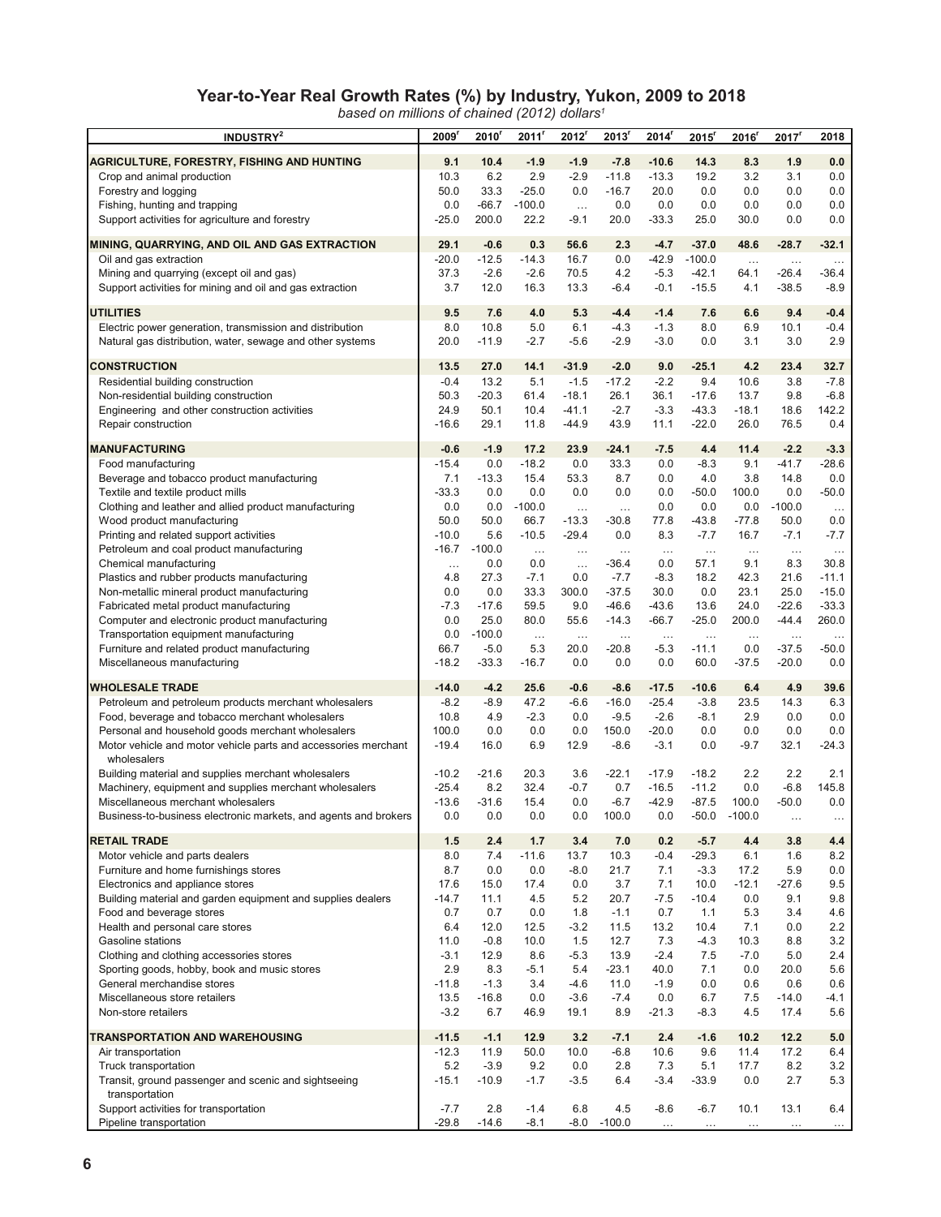## Year-to-Year Real Growth Rates (%) by Industry, Yukon, 2009 to 2018

*based on millions of chained (2012) dollars[1]*

| INDUSTRY[2] | 2009[r] | 2010[r] | 2011[r] | 2012[r] | 2013[r] | 2014[r] | 2015[r] | 2016[r] | 2017[r] | 2018 |
|---|---|---|---|---|---|---|---|---|---|---|
| **AGRICULTURE, FORESTRY, FISHING AND HUNTING** | **9.1** | **10.4** | **-1.9** | **-1.9** | **-7.8** | **-10.6** | **14.3** | **8.3** | **1.9** | **0.0** |
| Crop and animal production | 10.3 | 6.2 | 2.9 | -2.9 | -11.8 | -13.3 | 19.2 | 3.2 | 3.1 | 0.0 |
| Forestry and logging | 50.0 | 33.3 | -25.0 | 0.0 | -16.7 | 20.0 | 0.0 | 0.0 | 0.0 | 0.0 |
| Fishing, hunting and trapping | 0.0 | -66.7 | -100.0 | ... | 0.0 | 0.0 | 0.0 | 0.0 | 0.0 | 0.0 |
| Support activities for agriculture and forestry | -25.0 | 200.0 | 22.2 | -9.1 | 20.0 | -33.3 | 25.0 | 30.0 | 0.0 | 0.0 |
| **MINING, QUARRYING, AND OIL AND GAS EXTRACTION** | **29.1** | **-0.6** | **0.3** | **56.6** | **2.3** | **-4.7** | **-37.0** | **48.6** | **-28.7** | **-32.1** |
| Oil and gas extraction | -20.0 | -12.5 | -14.3 | 16.7 | 0.0 | -42.9 | -100.0 | ... | ... | ... |
| Mining and quarrying (except oil and gas) | 37.3 | -2.6 | -2.6 | 70.5 | 4.2 | -5.3 | -42.1 | 64.1 | -26.4 | -36.4 |
| Support activities for mining and oil and gas extraction | 3.7 | 12.0 | 16.3 | 13.3 | -6.4 | -0.1 | -15.5 | 4.1 | -38.5 | -8.9 |
| **UTILITIES** | **9.5** | **7.6** | **4.0** | **5.3** | **-4.4** | **-1.4** | **7.6** | **6.6** | **9.4** | **-0.4** |
| Electric power generation, transmission and distribution | 8.0 | 10.8 | 5.0 | 6.1 | -4.3 | -1.3 | 8.0 | 6.9 | 10.1 | -0.4 |
| Natural gas distribution, water, sewage and other systems | 20.0 | -11.9 | -2.7 | -5.6 | -2.9 | -3.0 | 0.0 | 3.1 | 3.0 | 2.9 |
| **CONSTRUCTION** | **13.5** | **27.0** | **14.1** | **-31.9** | **-2.0** | **9.0** | **-25.1** | **4.2** | **23.4** | **32.7** |
| Residential building construction | -0.4 | 13.2 | 5.1 | -1.5 | -17.2 | -2.2 | 9.4 | 10.6 | 3.8 | -7.8 |
| Non-residential building construction | 50.3 | -20.3 | 61.4 | -18.1 | 26.1 | 36.1 | -17.6 | 13.7 | 9.8 | -6.8 |
| Engineering and other construction activities | 24.9 | 50.1 | 10.4 | -41.1 | -2.7 | -3.3 | -43.3 | -18.1 | 18.6 | 142.2 |
| Repair construction | -16.6 | 29.1 | 11.8 | -44.9 | 43.9 | 11.1 | -22.0 | 26.0 | 76.5 | 0.4 |
| **MANUFACTURING** | **-0.6** | **-1.9** | **17.2** | **23.9** | **-24.1** | **-7.5** | **4.4** | **11.4** | **-2.2** | **-3.3** |
| Food manufacturing | -15.4 | 0.0 | -18.2 | 0.0 | 33.3 | 0.0 | -8.3 | 9.1 | -41.7 | -28.6 |
| Beverage and tobacco product manufacturing | 7.1 | -13.3 | 15.4 | 53.3 | 8.7 | 0.0 | 4.0 | 3.8 | 14.8 | 0.0 |
| Textile and textile product mills | -33.3 | 0.0 | 0.0 | 0.0 | 0.0 | 0.0 | -50.0 | 100.0 | 0.0 | -50.0 |
| Clothing and leather and allied product manufacturing | 0.0 | 0.0 | -100.0 | ... | ... | 0.0 | 0.0 | 0.0 | -100.0 | ... |
| Wood product manufacturing | 50.0 | 50.0 | 66.7 | -13.3 | -30.8 | 77.8 | -43.8 | -77.8 | 50.0 | 0.0 |
| Printing and related support activities | -10.0 | 5.6 | -10.5 | -29.4 | 0.0 | 8.3 | -7.7 | 16.7 | -7.1 | -7.7 |
| Petroleum and coal product manufacturing | -16.7 | -100.0 | ... | ... | ... | ... | ... | ... | ... | ... |
| Chemical manufacturing | ... | 0.0 | 0.0 | ... | -36.4 | 0.0 | 57.1 | 9.1 | 8.3 | 30.8 |
| Plastics and rubber products manufacturing | 4.8 | 27.3 | -7.1 | 0.0 | -7.7 | -8.3 | 18.2 | 42.3 | 21.6 | -11.1 |
| Non-metallic mineral product manufacturing | 0.0 | 0.0 | 33.3 | 300.0 | -37.5 | 30.0 | 0.0 | 23.1 | 25.0 | -15.0 |
| Fabricated metal product manufacturing | -7.3 | -17.6 | 59.5 | 9.0 | -46.6 | -43.6 | 13.6 | 24.0 | -22.6 | -33.3 |
| Computer and electronic product manufacturing | 0.0 | 25.0 | 80.0 | 55.6 | -14.3 | -66.7 | -25.0 | 200.0 | -44.4 | 260.0 |
| Transportation equipment manufacturing | 0.0 | -100.0 | ... | ... | ... | ... | ... | ... | ... | ... |
| Furniture and related product manufacturing | 66.7 | -5.0 | 5.3 | 20.0 | -20.8 | -5.3 | -11.1 | 0.0 | -37.5 | -50.0 |
| Miscellaneous manufacturing | -18.2 | -33.3 | -16.7 | 0.0 | 0.0 | 0.0 | 60.0 | -37.5 | -20.0 | 0.0 |
| **WHOLESALE TRADE** | **-14.0** | **-4.2** | **25.6** | **-0.6** | **-8.6** | **-17.5** | **-10.6** | **6.4** | **4.9** | **39.6** |
| Petroleum and petroleum products merchant wholesalers | -8.2 | -8.9 | 47.2 | -6.6 | -16.0 | -25.4 | -3.8 | 23.5 | 14.3 | 6.3 |
| Food, beverage and tobacco merchant wholesalers | 10.8 | 4.9 | -2.3 | 0.0 | -9.5 | -2.6 | -8.1 | 2.9 | 0.0 | 0.0 |
| Personal and household goods merchant wholesalers | 100.0 | 0.0 | 0.0 | 0.0 | 150.0 | -20.0 | 0.0 | 0.0 | 0.0 | 0.0 |
| Motor vehicle and motor vehicle parts and accessories merchant wholesalers | -19.4 | 16.0 | 6.9 | 12.9 | -8.6 | -3.1 | 0.0 | -9.7 | 32.1 | -24.3 |
| Building material and supplies merchant wholesalers | -10.2 | -21.6 | 20.3 | 3.6 | -22.1 | -17.9 | -18.2 | 2.2 | 2.2 | 2.1 |
| Machinery, equipment and supplies merchant wholesalers | -25.4 | 8.2 | 32.4 | -0.7 | 0.7 | -16.5 | -11.2 | 0.0 | -6.8 | 145.8 |
| Miscellaneous merchant wholesalers | -13.6 | -31.6 | 15.4 | 0.0 | -6.7 | -42.9 | -87.5 | 100.0 | -50.0 | 0.0 |
| Business-to-business electronic markets, and agents and brokers | 0.0 | 0.0 | 0.0 | 0.0 | 100.0 | 0.0 | -50.0 | -100.0 | ... | ... |
| **RETAIL TRADE** | **1.5** | **2.4** | **1.7** | **3.4** | **7.0** | **0.2** | **-5.7** | **4.4** | **3.8** | **4.4** |
| Motor vehicle and parts dealers | 8.0 | 7.4 | -11.6 | 13.7 | 10.3 | -0.4 | -29.3 | 6.1 | 1.6 | 8.2 |
| Furniture and home furnishings stores | 8.7 | 0.0 | 0.0 | -8.0 | 21.7 | 7.1 | -3.3 | 17.2 | 5.9 | 0.0 |
| Electronics and appliance stores | 17.6 | 15.0 | 17.4 | 0.0 | 3.7 | 7.1 | 10.0 | -12.1 | -27.6 | 9.5 |
| Building material and garden equipment and supplies dealers | -14.7 | 11.1 | 4.5 | 5.2 | 20.7 | -7.5 | -10.4 | 0.0 | 9.1 | 9.8 |
| Food and beverage stores | 0.7 | 0.7 | 0.0 | 1.8 | -1.1 | 0.7 | 1.1 | 5.3 | 3.4 | 4.6 |
| Health and personal care stores | 6.4 | 12.0 | 12.5 | -3.2 | 11.5 | 13.2 | 10.4 | 7.1 | 0.0 | 2.2 |
| Gasoline stations | 11.0 | -0.8 | 10.0 | 1.5 | 12.7 | 7.3 | -4.3 | 10.3 | 8.8 | 3.2 |
| Clothing and clothing accessories stores | -3.1 | 12.9 | 8.6 | -5.3 | 13.9 | -2.4 | 7.5 | -7.0 | 5.0 | 2.4 |
| Sporting goods, hobby, book and music stores | 2.9 | 8.3 | -5.1 | 5.4 | -23.1 | 40.0 | 7.1 | 0.0 | 20.0 | 5.6 |
| General merchandise stores | -11.8 | -1.3 | 3.4 | -4.6 | 11.0 | -1.9 | 0.0 | 0.6 | 0.6 | 0.6 |
| Miscellaneous store retailers | 13.5 | -16.8 | 0.0 | -3.6 | -7.4 | 0.0 | 6.7 | 7.5 | -14.0 | -4.1 |
| Non-store retailers | -3.2 | 6.7 | 46.9 | 19.1 | 8.9 | -21.3 | -8.3 | 4.5 | 17.4 | 5.6 |
| **TRANSPORTATION AND WAREHOUSING** | **-11.5** | **-1.1** | **12.9** | **3.2** | **-7.1** | **2.4** | **-1.6** | **10.2** | **12.2** | **5.0** |
| Air transportation | -12.3 | 11.9 | 50.0 | 10.0 | -6.8 | 10.6 | 9.6 | 11.4 | 17.2 | 6.4 |
| Truck transportation | 5.2 | -3.9 | 9.2 | 0.0 | 2.8 | 7.3 | 5.1 | 17.7 | 8.2 | 3.2 |
| Transit, ground passenger and scenic and sightseeing transportation | -15.1 | -10.9 | -1.7 | -3.5 | 6.4 | -3.4 | -33.9 | 0.0 | 2.7 | 5.3 |
| Support activities for transportation | -7.7 | 2.8 | -1.4 | 6.8 | 4.5 | -8.6 | -6.7 | 10.1 | 13.1 | 6.4 |
| Pipeline transportation | -29.8 | -14.6 | -8.1 | -8.0 | -100.0 | ... | ... | ... | ... | ... |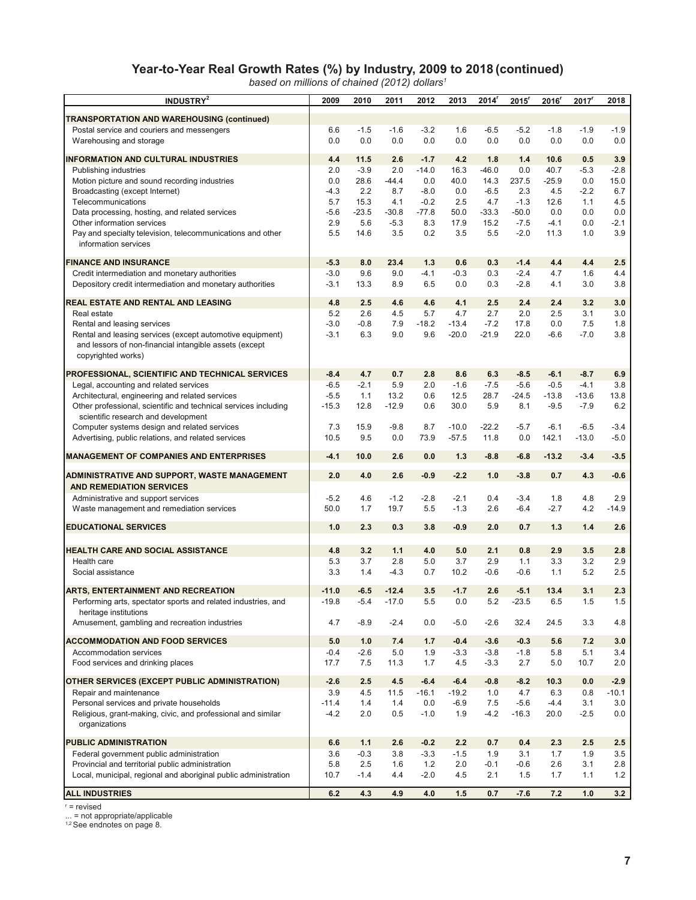## Year-to-Year Real Growth Rates (%) by Industry, 2009 to 2018 (continued)

*based on millions of chained (2012) dollars[1]*

| INDUSTRY[2] | 2009 | 2010 | 2011 | 2012 | 2013 | 2014[r] | 2015[r] | 2016[r] | 2017[r] | 2018 |
|---|---|---|---|---|---|---|---|---|---|---|
| **TRANSPORTATION AND WAREHOUSING (continued)** | | | | | | | | | | |
| Postal service and couriers and messengers | 6.6 | -1.5 | -1.6 | -3.2 | 1.6 | -6.5 | -5.2 | -1.8 | -1.9 | -1.9 |
| Warehousing and storage | 0.0 | 0.0 | 0.0 | 0.0 | 0.0 | 0.0 | 0.0 | 0.0 | 0.0 | 0.0 |
| **INFORMATION AND CULTURAL INDUSTRIES** | **4.4** | **11.5** | **2.6** | **-1.7** | **4.2** | **1.8** | **1.4** | **10.6** | **0.5** | **3.9** |
| Publishing industries | 2.0 | -3.9 | 2.0 | -14.0 | 16.3 | -46.0 | 0.0 | 40.7 | -5.3 | -2.8 |
| Motion picture and sound recording industries | 0.0 | 28.6 | -44.4 | 0.0 | 40.0 | 14.3 | 237.5 | -25.9 | 0.0 | 15.0 |
| Broadcasting (except Internet) | -4.3 | 2.2 | 8.7 | -8.0 | 0.0 | -6.5 | 2.3 | 4.5 | -2.2 | 6.7 |
| Telecommunications | 5.7 | 15.3 | 4.1 | -0.2 | 2.5 | 4.7 | -1.3 | 12.6 | 1.1 | 4.5 |
| Data processing, hosting, and related services | -5.6 | -23.5 | -30.8 | -77.8 | 50.0 | -33.3 | -50.0 | 0.0 | 0.0 | 0.0 |
| Other information services | 2.9 | 5.6 | -5.3 | 8.3 | 17.9 | 15.2 | -7.5 | -4.1 | 0.0 | -2.1 |
| Pay and specialty television, telecommunications and other information services | 5.5 | 14.6 | 3.5 | 0.2 | 3.5 | 5.5 | -2.0 | 11.3 | 1.0 | 3.9 |
| **FINANCE AND INSURANCE** | **-5.3** | **8.0** | **23.4** | **1.3** | **0.6** | **0.3** | **-1.4** | **4.4** | **4.4** | **2.5** |
| Credit intermediation and monetary authorities | -3.0 | 9.6 | 9.0 | -4.1 | -0.3 | 0.3 | -2.4 | 4.7 | 1.6 | 4.4 |
| Depository credit intermediation and monetary authorities | -3.1 | 13.3 | 8.9 | 6.5 | 0.0 | 0.3 | -2.8 | 4.1 | 3.0 | 3.8 |
| **REAL ESTATE AND RENTAL AND LEASING** | **4.8** | **2.5** | **4.6** | **4.6** | **4.1** | **2.5** | **2.4** | **2.4** | **3.2** | **3.0** |
| Real estate | 5.2 | 2.6 | 4.5 | 5.7 | 4.7 | 2.7 | 2.0 | 2.5 | 3.1 | 3.0 |
| Rental and leasing services | -3.0 | -0.8 | 7.9 | -18.2 | -13.4 | -7.2 | 17.8 | 0.0 | 7.5 | 1.8 |
| Rental and leasing services (except automotive equipment) and lessors of non-financial intangible assets (except copyrighted works) | -3.1 | 6.3 | 9.0 | 9.6 | -20.0 | -21.9 | 22.0 | -6.6 | -7.0 | 3.8 |
| **PROFESSIONAL, SCIENTIFIC AND TECHNICAL SERVICES** | **-8.4** | **4.7** | **0.7** | **2.8** | **8.6** | **6.3** | **-8.5** | **-6.1** | **-8.7** | **6.9** |
| Legal, accounting and related services | -6.5 | -2.1 | 5.9 | 2.0 | -1.6 | -7.5 | -5.6 | -0.5 | -4.1 | 3.8 |
| Architectural, engineering and related services | -5.5 | 1.1 | 13.2 | 0.6 | 12.5 | 28.7 | -24.5 | -13.8 | -13.6 | 13.8 |
| Other professional, scientific and technical services including scientific research and development | -15.3 | 12.8 | -12.9 | 0.6 | 30.0 | 5.9 | 8.1 | -9.5 | -7.9 | 6.2 |
| Computer systems design and related services | 7.3 | 15.9 | -9.8 | 8.7 | -10.0 | -22.2 | -5.7 | -6.1 | -6.5 | -3.4 |
| Advertising, public relations, and related services | 10.5 | 9.5 | 0.0 | 73.9 | -57.5 | 11.8 | 0.0 | 142.1 | -13.0 | -5.0 |
| **MANAGEMENT OF COMPANIES AND ENTERPRISES** | **-4.1** | **10.0** | **2.6** | **0.0** | **1.3** | **-8.8** | **-6.8** | **-13.2** | **-3.4** | **-3.5** |
| **ADMINISTRATIVE AND SUPPORT, WASTE MANAGEMENT AND REMEDIATION SERVICES** | **2.0** | **4.0** | **2.6** | **-0.9** | **-2.2** | **1.0** | **-3.8** | **0.7** | **4.3** | **-0.6** |
| Administrative and support services | -5.2 | 4.6 | -1.2 | -2.8 | -2.1 | 0.4 | -3.4 | 1.8 | 4.8 | 2.9 |
| Waste management and remediation services | 50.0 | 1.7 | 19.7 | 5.5 | -1.3 | 2.6 | -6.4 | -2.7 | 4.2 | -14.9 |
| **EDUCATIONAL SERVICES** | **1.0** | **2.3** | **0.3** | **3.8** | **-0.9** | **2.0** | **0.7** | **1.3** | **1.4** | **2.6** |
| **HEALTH CARE AND SOCIAL ASSISTANCE** | **4.8** | **3.2** | **1.1** | **4.0** | **5.0** | **2.1** | **0.8** | **2.9** | **3.5** | **2.8** |
| Health care | 5.3 | 3.7 | 2.8 | 5.0 | 3.7 | 2.9 | 1.1 | 3.3 | 3.2 | 2.9 |
| Social assistance | 3.3 | 1.4 | -4.3 | 0.7 | 10.2 | -0.6 | -0.6 | 1.1 | 5.2 | 2.5 |
| **ARTS, ENTERTAINMENT AND RECREATION** | **-11.0** | **-6.5** | **-12.4** | **3.5** | **-1.7** | **2.6** | **-5.1** | **13.4** | **3.1** | **2.3** |
| Performing arts, spectator sports and related industries, and heritage institutions | -19.8 | -5.4 | -17.0 | 5.5 | 0.0 | 5.2 | -23.5 | 6.5 | 1.5 | 1.5 |
| Amusement, gambling and recreation industries | 4.7 | -8.9 | -2.4 | 0.0 | -5.0 | -2.6 | 32.4 | 24.5 | 3.3 | 4.8 |
| **ACCOMMODATION AND FOOD SERVICES** | **5.0** | **1.0** | **7.4** | **1.7** | **-0.4** | **-3.6** | **-0.3** | **5.6** | **7.2** | **3.0** |
| Accommodation services | -0.4 | -2.6 | 5.0 | 1.9 | -3.3 | -3.8 | -1.8 | 5.8 | 5.1 | 3.4 |
| Food services and drinking places | 17.7 | 7.5 | 11.3 | 1.7 | 4.5 | -3.3 | 2.7 | 5.0 | 10.7 | 2.0 |
| **OTHER SERVICES (EXCEPT PUBLIC ADMINISTRATION)** | **-2.6** | **2.5** | **4.5** | **-6.4** | **-6.4** | **-0.8** | **-8.2** | **10.3** | **0.0** | **-2.9** |
| Repair and maintenance | 3.9 | 4.5 | 11.5 | -16.1 | -19.2 | 1.0 | 4.7 | 6.3 | 0.8 | -10.1 |
| Personal services and private households | -11.4 | 1.4 | 1.4 | 0.0 | -6.9 | 7.5 | -5.6 | -4.4 | 3.1 | 3.0 |
| Religious, grant-making, civic, and professional and similar organizations | -4.2 | 2.0 | 0.5 | -1.0 | 1.9 | -4.2 | -16.3 | 20.0 | -2.5 | 0.0 |
| **PUBLIC ADMINISTRATION** | **6.6** | **1.1** | **2.6** | **-0.2** | **2.2** | **0.7** | **0.4** | **2.3** | **2.5** | **2.5** |
| Federal government public administration | 3.6 | -0.3 | 3.8 | -3.3 | -1.5 | 1.9 | 3.1 | 1.7 | 1.9 | 3.5 |
| Provincial and territorial public administration | 5.8 | 2.5 | 1.6 | 1.2 | 2.0 | -0.1 | -0.6 | 2.6 | 3.1 | 2.8 |
| Local, municipal, regional and aboriginal public administration | 10.7 | -1.4 | 4.4 | -2.0 | 4.5 | 2.1 | 1.5 | 1.7 | 1.1 | 1.2 |
| **ALL INDUSTRIES** | **6.2** | **4.3** | **4.9** | **4.0** | **1.5** | **0.7** | **-7.6** | **7.2** | **1.0** | **3.2** |

[r] = revised

... = not appropriate/applicable

[1,2] See endnotes on page 8.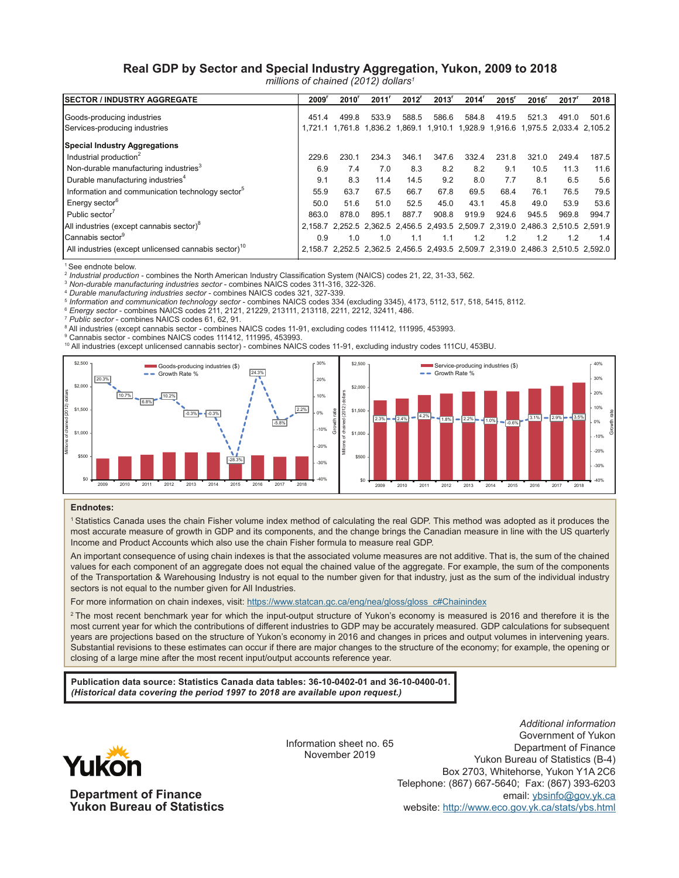## Real GDP by Sector and Special Industry Aggregation, Yukon, 2009 to 2018

*millions of chained (2012) dollars[1]*

| SECTOR / INDUSTRY AGGREGATE | 2009r | 2010r | 2011r | 2012r | 2013r | 2014r | 2015r | 2016r | 2017r | 2018 |
|---|---|---|---|---|---|---|---|---|---|---|
| Goods-producing industries | 451.4 | 499.8 | 533.9 | 588.5 | 586.6 | 584.8 | 419.5 | 521.3 | 491.0 | 501.6 |
| Services-producing industries | 1,721.1 | 1,761.8 | 1,836.2 | 1,869.1 | 1,910.1 | 1,928.9 | 1,916.6 | 1,975.5 | 2,033.4 | 2,105.2 |
| **Special Industry Aggregations** | | | | | | | | | | |
| Industrial production[2] | 229.6 | 230.1 | 234.3 | 346.1 | 347.6 | 332.4 | 231.8 | 321.0 | 249.4 | 187.5 |
| Non-durable manufacturing industries[3] | 6.9 | 7.4 | 7.0 | 8.3 | 8.2 | 8.2 | 9.1 | 10.5 | 11.3 | 11.6 |
| Durable manufacturing industries[4] | 9.1 | 8.3 | 11.4 | 14.5 | 9.2 | 8.0 | 7.7 | 8.1 | 6.5 | 5.6 |
| Information and communication technology sector[5] | 55.9 | 63.7 | 67.5 | 66.7 | 67.8 | 69.5 | 68.4 | 76.1 | 76.5 | 79.5 |
| Energy sector[6] | 50.0 | 51.6 | 51.0 | 52.5 | 45.0 | 43.1 | 45.8 | 49.0 | 53.9 | 53.6 |
| Public sector[7] | 863.0 | 878.0 | 895.1 | 887.7 | 908.8 | 919.9 | 924.6 | 945.5 | 969.8 | 994.7 |
| All industries (except cannabis sector)[8] | 2,158.7 | 2,252.5 | 2,362.5 | 2,456.5 | 2,493.5 | 2,509.7 | 2,319.0 | 2,486.3 | 2,510.5 | 2,591.9 |
| Cannabis sector[9] | 0.9 | 1.0 | 1.0 | 1.1 | 1.1 | 1.2 | 1.2 | 1.2 | 1.2 | 1.4 |
| All industries (except unlicensed cannabis sector)[10] | 2,158.7 | 2,252.5 | 2,362.5 | 2,456.5 | 2,493.5 | 2,509.7 | 2,319.0 | 2,486.3 | 2,510.5 | 2,592.0 |

[1] See endnote below.
[2] *Industrial production* - combines the North American Industry Classification System (NAICS) codes 21, 22, 31-33, 562.
[3] *Non-durable manufacturing industries sector* - combines NAICS codes 311-316, 322-326.
[4] *Durable manufacturing industries sector* - combines NAICS codes 321, 327-339.
[5] *Information and communication technology sector* - combines NAICS codes 334 (excluding 3345), 4173, 5112, 517, 518, 5415, 8112.
[6] *Energy sector* - combines NAICS codes 211, 2121, 21229, 213111, 213118, 2211, 2212, 32411, 486.
[7] *Public sector* - combines NAICS codes 61, 62, 91.
[8] All industries (except cannabis sector - combines NAICS codes 11-91, excluding codes 111412, 111995, 453993.
[9] Cannabis sector - combines NAICS codes 111412, 111995, 453993.
[10] All industries (except unlicensed cannabis sector) - combines NAICS codes 11-91, excluding industry codes 111CU, 453BU.

Goods-producing industries ($)
Growth Rate %
Millions of chained (2012) dollars
Growth rate
$0 $500 $1,000 $1,500 $2,000 $2,500
-40% -30% -20% -10% 0% 10% 20% 30%
20.3% 10.7% 6.8% 10.2% -0.3% -0.3% -28.3% 24.3% -5.8% 2.2%
2009 2010 2011 2012 2013 2014 2015 2016 2017 2018

Service-producing industries ($)
Growth Rate %
Millions of chained (2012) dollars
Growth rate
$0 $500 $1,000 $1,500 $2,000 $2,500
-40% -30% -20% -10% 0% 10% 20% 30% 40%
2.3% 2.4% 4.2% 1.8% 2.2% 1.0% -0.6% 3.1% 2.9% 3.5%
2009 2010 2011 2012 2013 2014 2015 2016 2017 2018

**Endnotes:**

[1] Statistics Canada uses the chain Fisher volume index method of calculating the real GDP. This method was adopted as it produces the most accurate measure of growth in GDP and its components, and the change brings the Canadian measure in line with the US quarterly Income and Product Accounts which also use the chain Fisher formula to measure real GDP.

An important consequence of using chain indexes is that the associated volume measures are not additive. That is, the sum of the chained values for each component of an aggregate does not equal the chained value of the aggregate. For example, the sum of the components of the Transportation & Warehousing Industry is not equal to the number given for that industry, just as the sum of the individual industry sectors is not equal to the number given for All Industries.

For more information on chain indexes, visit: https://www.statcan.gc.ca/eng/nea/gloss/gloss_c#Chainindex

[2] The most recent benchmark year for which the input-output structure of Yukon's economy is measured is 2016 and therefore it is the most current year for which the contributions of different industries to GDP may be accurately measured. GDP calculations for subsequent years are projections based on the structure of Yukon's economy in 2016 and changes in prices and output volumes in intervening years. Substantial revisions to these estimates can occur if there are major changes to the structure of the economy; for example, the opening or closing of a large mine after the most recent input/output accounts reference year.

**Publication data source: Statistics Canada data tables: 36-10-0402-01 and 36-10-0400-01.**
***(Historical data covering the period 1997 to 2018 are available upon request.)***

Yukon

**Department of Finance**
**Yukon Bureau of Statistics**

Information sheet no. 65
November 2019

*Additional information*
Government of Yukon
Department of Finance
Yukon Bureau of Statistics (B-4)
Box 2703, Whitehorse, Yukon Y1A 2C6
Telephone: (867) 667-5640; Fax: (867) 393-6203
email: ybsinfo@gov.yk.ca
website: http://www.eco.gov.yk.ca/stats/ybs.html